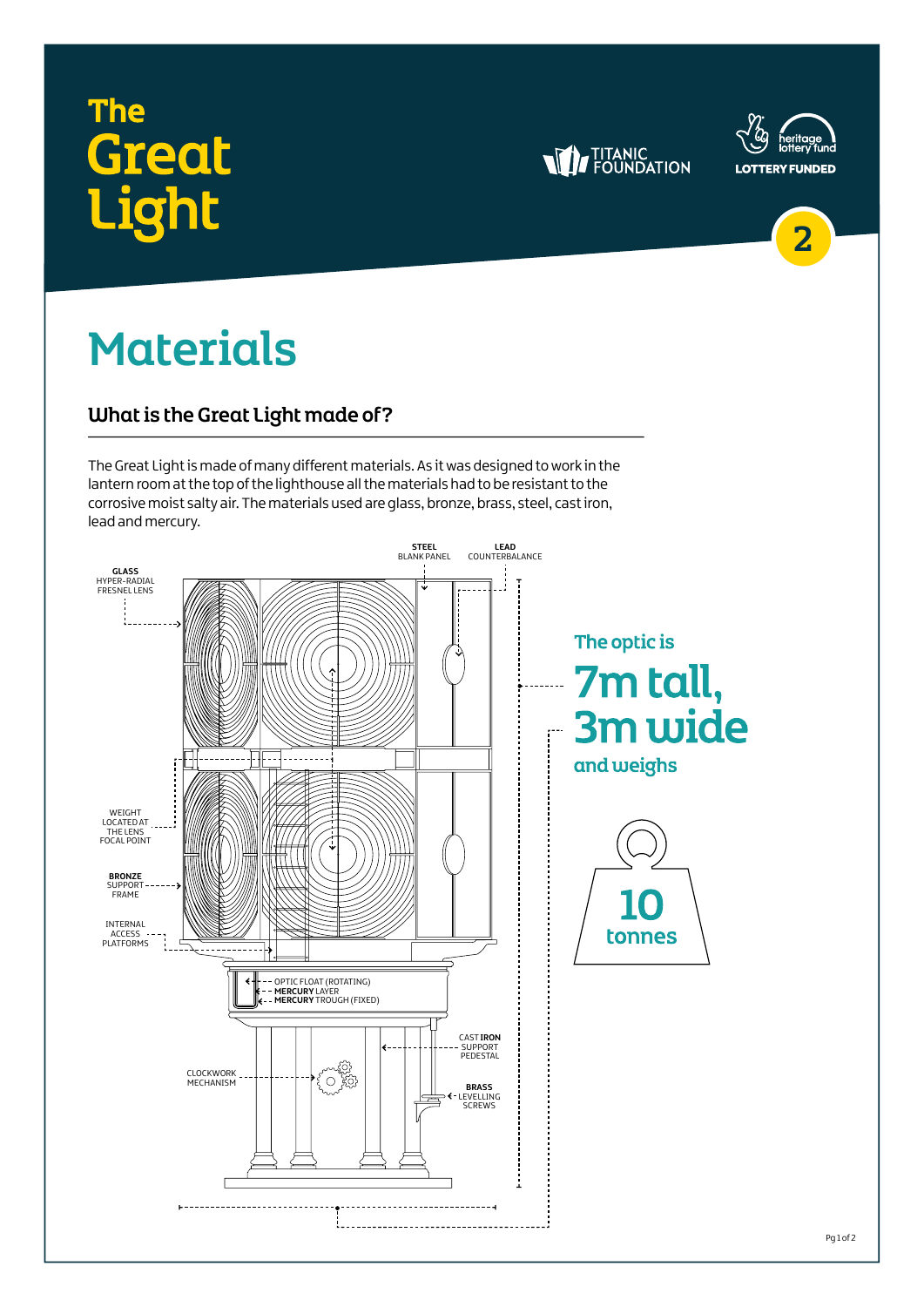# The Great Light

TITANIC FOUNDATION

heritage lottery fund

LOTTERY FUNDED

2

# Materials

## What is the Great Light made of?

The Great Light is made of many different materials. As it was designed to work in the lantern room at the top of the lighthouse all the materials had to be resistant to the corrosive moist salty air. The materials used are glass, bronze, brass, steel, cast iron, lead and mercury.

**STEEL** BLANK PANEL

**LEAD** COUNTERBALANCE

**GLASS** HYPER-RADIAL FRESNEL LENS

WEIGHT LOCATED AT THE LENS FOCAL POINT

**BRONZE** SUPPORT FRAME

INTERNAL ACCESS PLATFORMS

OPTIC FLOAT (ROTATING)

**MERCURY** LAYER

**MERCURY** TROUGH (FIXED)

CAST **IRON** SUPPORT PEDESTAL

CLOCKWORK MECHANISM

**BRASS** LEVELLING SCREWS

The optic is

**7m tall, 3m wide**

and weighs

**10 tonnes**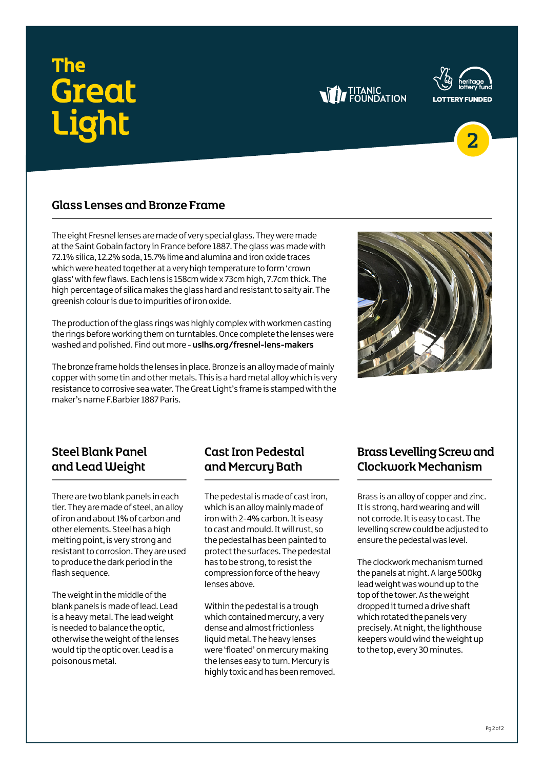# The Great Light

## Glass Lenses and Bronze Frame

The eight Fresnel lenses are made of very special glass. They were made at the Saint Gobain factory in France before 1887. The glass was made with 72.1% silica, 12.2% soda, 15.7% lime and alumina and iron oxide traces which were heated together at a very high temperature to form 'crown glass' with few flaws. Each lens is 158cm wide x 73cm high, 7.7cm thick. The high percentage of silica makes the glass hard and resistant to salty air. The greenish colour is due to impurities of iron oxide.

The production of the glass rings was highly complex with workmen casting the rings before working them on turntables. Once complete the lenses were washed and polished. Find out more - **uslhs.org/fresnel-lens-makers**

The bronze frame holds the lenses in place. Bronze is an alloy made of mainly copper with some tin and other metals. This is a hard metal alloy which is very resistance to corrosive sea water. The Great Light's frame is stamped with the maker's name F.Barbier 1887 Paris.

## Steel Blank Panel and Lead Weight

There are two blank panels in each tier. They are made of steel, an alloy of iron and about 1% of carbon and other elements. Steel has a high melting point, is very strong and resistant to corrosion. They are used to produce the dark period in the flash sequence.

The weight in the middle of the blank panels is made of lead. Lead is a heavy metal. The lead weight is needed to balance the optic, otherwise the weight of the lenses would tip the optic over. Lead is a poisonous metal.

## Cast Iron Pedestal and Mercury Bath

The pedestal is made of cast iron, which is an alloy mainly made of iron with 2-4% carbon. It is easy to cast and mould. It will rust, so the pedestal has been painted to protect the surfaces. The pedestal has to be strong, to resist the compression force of the heavy lenses above.

Within the pedestal is a trough which contained mercury, a very dense and almost frictionless liquid metal. The heavy lenses were 'floated' on mercury making the lenses easy to turn. Mercury is highly toxic and has been removed.

## Brass Levelling Screw and Clockwork Mechanism

Brass is an alloy of copper and zinc. It is strong, hard wearing and will not corrode. It is easy to cast. The levelling screw could be adjusted to ensure the pedestal was level.

The clockwork mechanism turned the panels at night. A large 500kg lead weight was wound up to the top of the tower. As the weight dropped it turned a drive shaft which rotated the panels very precisely. At night, the lighthouse keepers would wind the weight up to the top, every 30 minutes.